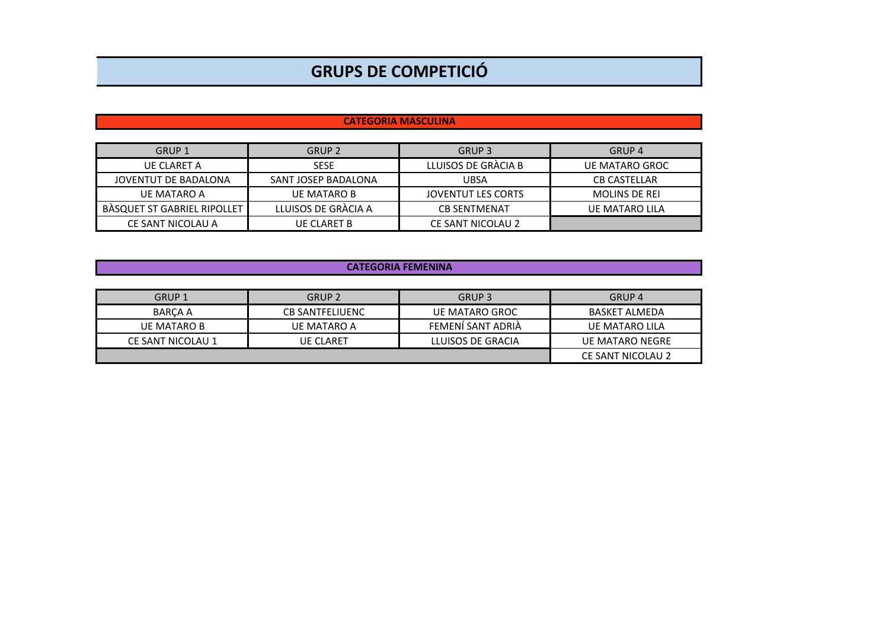# GRUPS DE COMPETICIÓ

## CATEGORIA MASCULINA

| GRUP 1 | GRUP 2 | GRUP 3 | GRUP 4 |
|---|---|---|---|
| UE CLARET A | SESE | LLUISOS DE GRÀCIA B | UE MATARO GROC |
| JOVENTUT DE BADALONA | SANT JOSEP BADALONA | UBSA | CB CASTELLAR |
| UE MATARO A | UE MATARO B | JOVENTUT LES CORTS | MOLINS DE REI |
| BÀSQUET ST GABRIEL RIPOLLET | LLUISOS DE GRÀCIA A | CB SENTMENAT | UE MATARO LILA |
| CE SANT NICOLAU A | UE CLARET B | CE SANT NICOLAU 2 | |

## CATEGORIA FEMENINA

| GRUP 1 | GRUP 2 | GRUP 3 | GRUP 4 |
|---|---|---|---|
| BARÇA A | CB SANTFELIUENC | UE MATARO GROC | BASKET ALMEDA |
| UE MATARO B | UE MATARO A | FEMENÍ SANT ADRIÀ | UE MATARO LILA |
| CE SANT NICOLAU 1 | UE CLARET | LLUISOS DE GRACIA | UE MATARO NEGRE |
| | | | CE SANT NICOLAU 2 |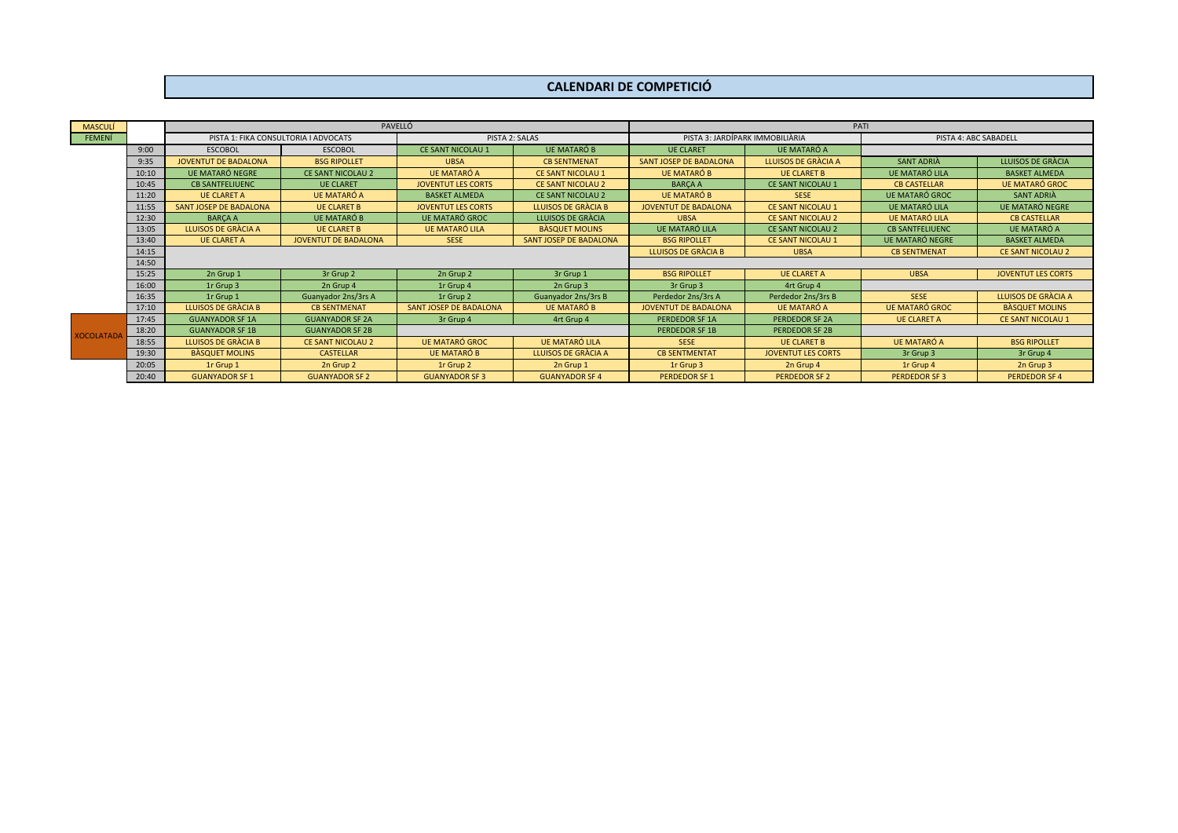# CALENDARI DE COMPETICIÓ

| MASCULÍ / FEMENÍ | | PAVELLÓ | | | | PATI | | | |
|---|---|---|---|---|---|---|---|---|---|
| | | PISTA 1: FIKA CONSULTORIA I ADVOCATS | | PISTA 2: SALAS | | PISTA 3: JARDÍPARK IMMOBILIÀRIA | | PISTA 4: ABC SABADELL | |
| | 9:00 | ESCOBOL | ESCOBOL | CE SANT NICOLAU 1 | UE MATARÓ B | UE CLARET | UE MATARÓ A | | |
| | 9:35 | JOVENTUT DE BADALONA | BSG RIPOLLET | UBSA | CB SENTMENAT | SANT JOSEP DE BADALONA | LLUISOS DE GRÀCIA A | SANT ADRIÀ | LLUISOS DE GRÀCIA |
| | 10:10 | UE MATARÓ NEGRE | CE SANT NICOLAU 2 | UE MATARÓ A | CE SANT NICOLAU 1 | UE MATARÓ B | UE CLARET B | UE MATARÓ LILA | BASKET ALMEDA |
| | 10:45 | CB SANTFELIUENC | UE CLARET | JOVENTUT LES CORTS | CE SANT NICOLAU 2 | BARÇA A | CE SANT NICOLAU 1 | CB CASTELLAR | UE MATARÓ GROC |
| | 11:20 | UE CLARET A | UE MATARÓ A | BASKET ALMEDA | CE SANT NICOLAU 2 | UE MATARÓ B | SESE | UE MATARÓ GROC | SANT ADRIÀ |
| | 11:55 | SANT JOSEP DE BADALONA | UE CLARET B | JOVENTUT LES CORTS | LLUISOS DE GRÀCIA B | JOVENTUT DE BADALONA | CE SANT NICOLAU 1 | UE MATARÓ LILA | UE MATARÓ NEGRE |
| | 12:30 | BARÇA A | UE MATARÓ B | UE MATARÓ GROC | LLUISOS DE GRÀCIA | UBSA | CE SANT NICOLAU 2 | UE MATARÓ LILA | CB CASTELLAR |
| | 13:05 | LLUISOS DE GRÀCIA A | UE CLARET B | UE MATARÓ LILA | BÀSQUET MOLINS | UE MATARÓ LILA | CE SANT NICOLAU 2 | CB SANTFELIUENC | UE MATARÓ A |
| | 13:40 | UE CLARET A | JOVENTUT DE BADALONA | SESE | SANT JOSEP DE BADALONA | BSG RIPOLLET | CE SANT NICOLAU 1 | UE MATARÓ NEGRE | BASKET ALMEDA |
| | 14:15 | | | | | LLUISOS DE GRÀCIA B | UBSA | CB SENTMENAT | CE SANT NICOLAU 2 |
| | 14:50 | | | | | | | | |
| | 15:25 | 2n Grup 1 | 3r Grup 2 | 2n Grup 2 | 3r Grup 1 | BSG RIPOLLET | UE CLARET A | UBSA | JOVENTUT LES CORTS |
| | 16:00 | 1r Grup 3 | 2n Grup 4 | 1r Grup 4 | 2n Grup 3 | 3r Grup 3 | 4rt Grup 4 | | |
| | 16:35 | 1r Grup 1 | Guanyador 2ns/3rs A | 1r Grup 2 | Guanyador 2ns/3rs B | Perdedor 2ns/3rs A | Perdedor 2ns/3rs B | SESE | LLUISOS DE GRÀCIA A |
| | 17:10 | LLUISOS DE GRÀCIA B | CB SENTMENAT | SANT JOSEP DE BADALONA | UE MATARÓ B | JOVENTUT DE BADALONA | UE MATARÓ A | UE MATARÓ GROC | BÀSQUET MOLINS |
| XOCOLATADA | 17:45 | GUANYADOR SF 1A | GUANYADOR SF 2A | 3r Grup 4 | 4rt Grup 4 | PERDEDOR SF 1A | PERDEDOR SF 2A | UE CLARET A | CE SANT NICOLAU 1 |
| XOCOLATADA | 18:20 | GUANYADOR SF 1B | GUANYADOR SF 2B | | | PERDEDOR SF 1B | PERDEDOR SF 2B | | |
| | 18:55 | LLUISOS DE GRÀCIA B | CE SANT NICOLAU 2 | UE MATARÓ GROC | UE MATARÓ LILA | SESE | UE CLARET B | UE MATARÓ A | BSG RIPOLLET |
| | 19:30 | BÀSQUET MOLINS | CASTELLAR | UE MATARÓ B | LLUISOS DE GRÀCIA A | CB SENTMENTAT | JOVENTUT LES CORTS | 3r Grup 3 | 3r Grup 4 |
| | 20:05 | 1r Grup 1 | 2n Grup 2 | 1r Grup 2 | 2n Grup 1 | 1r Grup 3 | 2n Grup 4 | 1r Grup 4 | 2n Grup 3 |
| | 20:40 | GUANYADOR SF 1 | GUANYADOR SF 2 | GUANYADOR SF 3 | GUANYADOR SF 4 | PERDEDOR SF 1 | PERDEDOR SF 2 | PERDEDOR SF 3 | PERDEDOR SF 4 |